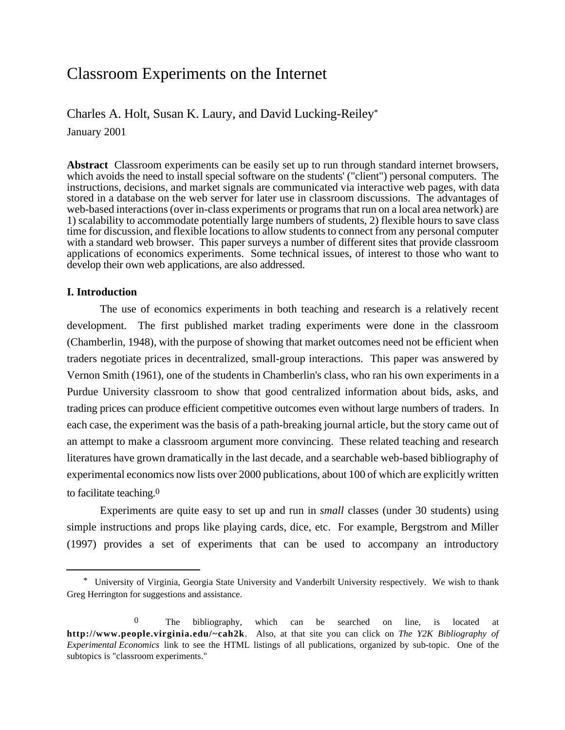# Classroom Experiments on the Internet

Charles A. Holt, Susan K. Laury, and David Lucking-Reiley[*]

January 2001

**Abstract** Classroom experiments can be easily set up to run through standard internet browsers, which avoids the need to install special software on the students' ("client") personal computers. The instructions, decisions, and market signals are communicated via interactive web pages, with data stored in a database on the web server for later use in classroom discussions. The advantages of web-based interactions (over in-class experiments or programs that run on a local area network) are 1) scalability to accommodate potentially large numbers of students, 2) flexible hours to save class time for discussion, and flexible locations to allow students to connect from any personal computer with a standard web browser. This paper surveys a number of different sites that provide classroom applications of economics experiments. Some technical issues, of interest to those who want to develop their own web applications, are also addressed.

## I. Introduction

The use of economics experiments in both teaching and research is a relatively recent development. The first published market trading experiments were done in the classroom (Chamberlin, 1948), with the purpose of showing that market outcomes need not be efficient when traders negotiate prices in decentralized, small-group interactions. This paper was answered by Vernon Smith (1961), one of the students in Chamberlin's class, who ran his own experiments in a Purdue University classroom to show that good centralized information about bids, asks, and trading prices can produce efficient competitive outcomes even without large numbers of traders. In each case, the experiment was the basis of a path-breaking journal article, but the story came out of an attempt to make a classroom argument more convincing. These related teaching and research literatures have grown dramatically in the last decade, and a searchable web-based bibliography of experimental economics now lists over 2000 publications, about 100 of which are explicitly written to facilitate teaching.[0]

Experiments are quite easy to set up and run in *small* classes (under 30 students) using simple instructions and props like playing cards, dice, etc. For example, Bergstrom and Miller (1997) provides a set of experiments that can be used to accompany an introductory

---

[*] University of Virginia, Georgia State University and Vanderbilt University respectively. We wish to thank Greg Herrington for suggestions and assistance.

[0] The bibliography, which can be searched on line, is located at **http://www.people.virginia.edu/~cah2k**. Also, at that site you can click on *The Y2K Bibliography of Experimental Economics* link to see the HTML listings of all publications, organized by sub-topic. One of the subtopics is "classroom experiments."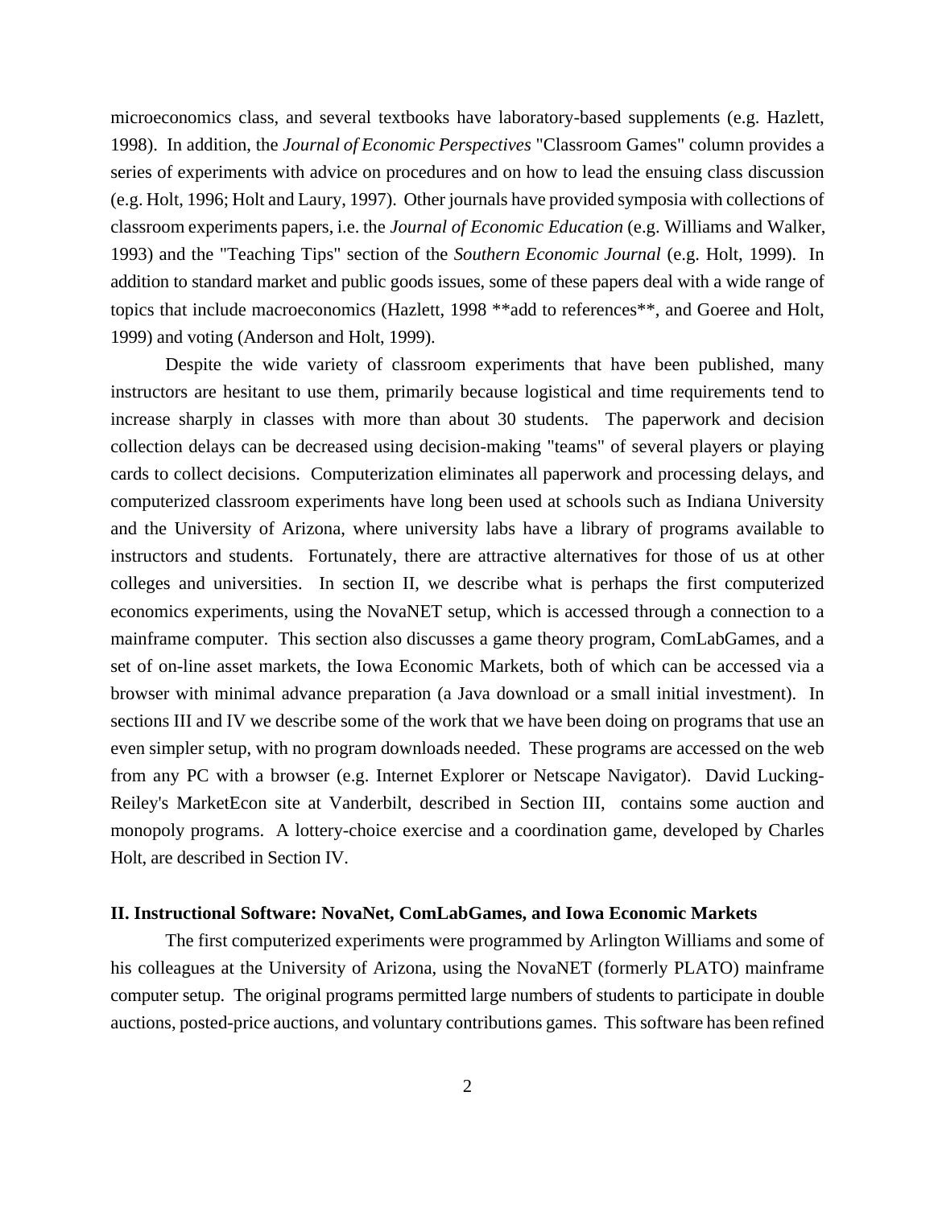microeconomics class, and several textbooks have laboratory-based supplements (e.g. Hazlett, 1998). In addition, the *Journal of Economic Perspectives* "Classroom Games" column provides a series of experiments with advice on procedures and on how to lead the ensuing class discussion (e.g. Holt, 1996; Holt and Laury, 1997). Other journals have provided symposia with collections of classroom experiments papers, i.e. the *Journal of Economic Education* (e.g. Williams and Walker, 1993) and the "Teaching Tips" section of the *Southern Economic Journal* (e.g. Holt, 1999). In addition to standard market and public goods issues, some of these papers deal with a wide range of topics that include macroeconomics (Hazlett, 1998 **add to references**, and Goeree and Holt, 1999) and voting (Anderson and Holt, 1999).

Despite the wide variety of classroom experiments that have been published, many instructors are hesitant to use them, primarily because logistical and time requirements tend to increase sharply in classes with more than about 30 students. The paperwork and decision collection delays can be decreased using decision-making "teams" of several players or playing cards to collect decisions. Computerization eliminates all paperwork and processing delays, and computerized classroom experiments have long been used at schools such as Indiana University and the University of Arizona, where university labs have a library of programs available to instructors and students. Fortunately, there are attractive alternatives for those of us at other colleges and universities. In section II, we describe what is perhaps the first computerized economics experiments, using the NovaNET setup, which is accessed through a connection to a mainframe computer. This section also discusses a game theory program, ComLabGames, and a set of on-line asset markets, the Iowa Economic Markets, both of which can be accessed via a browser with minimal advance preparation (a Java download or a small initial investment). In sections III and IV we describe some of the work that we have been doing on programs that use an even simpler setup, with no program downloads needed. These programs are accessed on the web from any PC with a browser (e.g. Internet Explorer or Netscape Navigator). David Lucking-Reiley's MarketEcon site at Vanderbilt, described in Section III, contains some auction and monopoly programs. A lottery-choice exercise and a coordination game, developed by Charles Holt, are described in Section IV.

## II. Instructional Software: NovaNet, ComLabGames, and Iowa Economic Markets

The first computerized experiments were programmed by Arlington Williams and some of his colleagues at the University of Arizona, using the NovaNET (formerly PLATO) mainframe computer setup. The original programs permitted large numbers of students to participate in double auctions, posted-price auctions, and voluntary contributions games. This software has been refined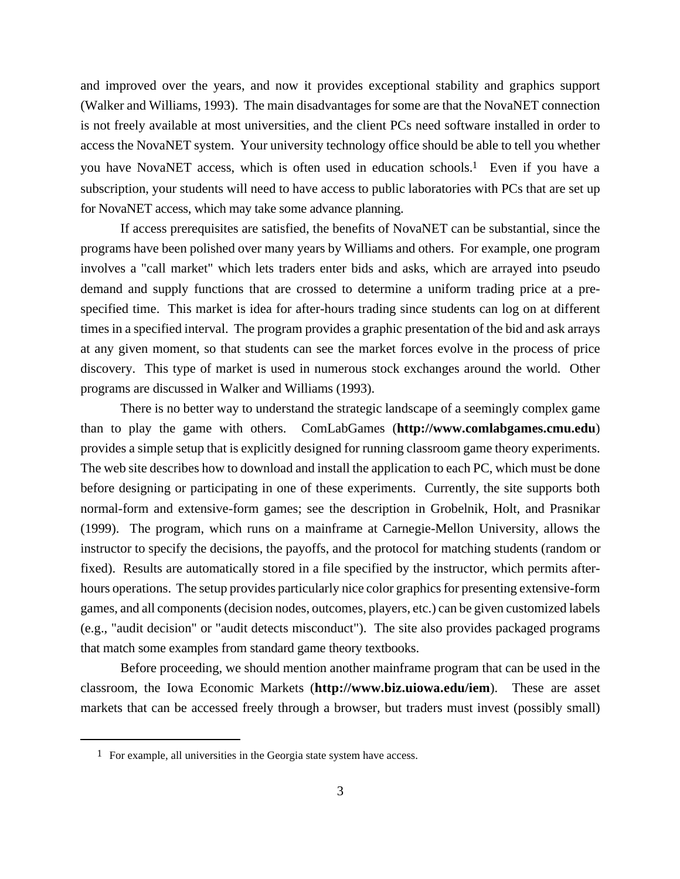and improved over the years, and now it provides exceptional stability and graphics support (Walker and Williams, 1993). The main disadvantages for some are that the NovaNET connection is not freely available at most universities, and the client PCs need software installed in order to access the NovaNET system. Your university technology office should be able to tell you whether you have NovaNET access, which is often used in education schools.[1] Even if you have a subscription, your students will need to have access to public laboratories with PCs that are set up for NovaNET access, which may take some advance planning.

If access prerequisites are satisfied, the benefits of NovaNET can be substantial, since the programs have been polished over many years by Williams and others. For example, one program involves a "call market" which lets traders enter bids and asks, which are arrayed into pseudo demand and supply functions that are crossed to determine a uniform trading price at a pre-specified time. This market is idea for after-hours trading since students can log on at different times in a specified interval. The program provides a graphic presentation of the bid and ask arrays at any given moment, so that students can see the market forces evolve in the process of price discovery. This type of market is used in numerous stock exchanges around the world. Other programs are discussed in Walker and Williams (1993).

There is no better way to understand the strategic landscape of a seemingly complex game than to play the game with others. ComLabGames (**http://www.comlabgames.cmu.edu**) provides a simple setup that is explicitly designed for running classroom game theory experiments. The web site describes how to download and install the application to each PC, which must be done before designing or participating in one of these experiments. Currently, the site supports both normal-form and extensive-form games; see the description in Grobelnik, Holt, and Prasnikar (1999). The program, which runs on a mainframe at Carnegie-Mellon University, allows the instructor to specify the decisions, the payoffs, and the protocol for matching students (random or fixed). Results are automatically stored in a file specified by the instructor, which permits after-hours operations. The setup provides particularly nice color graphics for presenting extensive-form games, and all components (decision nodes, outcomes, players, etc.) can be given customized labels (e.g., "audit decision" or "audit detects misconduct"). The site also provides packaged programs that match some examples from standard game theory textbooks.

Before proceeding, we should mention another mainframe program that can be used in the classroom, the Iowa Economic Markets (**http://www.biz.uiowa.edu/iem**). These are asset markets that can be accessed freely through a browser, but traders must invest (possibly small)

---

[1] For example, all universities in the Georgia state system have access.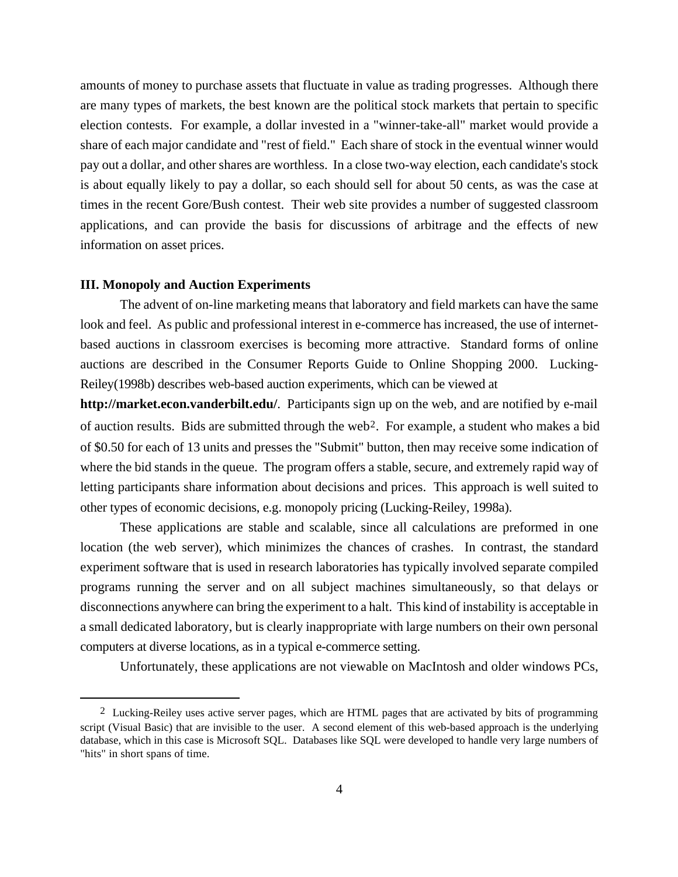amounts of money to purchase assets that fluctuate in value as trading progresses. Although there are many types of markets, the best known are the political stock markets that pertain to specific election contests. For example, a dollar invested in a "winner-take-all" market would provide a share of each major candidate and "rest of field." Each share of stock in the eventual winner would pay out a dollar, and other shares are worthless. In a close two-way election, each candidate's stock is about equally likely to pay a dollar, so each should sell for about 50 cents, as was the case at times in the recent Gore/Bush contest. Their web site provides a number of suggested classroom applications, and can provide the basis for discussions of arbitrage and the effects of new information on asset prices.

**III. Monopoly and Auction Experiments**

The advent of on-line marketing means that laboratory and field markets can have the same look and feel. As public and professional interest in e-commerce has increased, the use of internet-based auctions in classroom exercises is becoming more attractive. Standard forms of online auctions are described in the Consumer Reports Guide to Online Shopping 2000. Lucking-Reiley(1998b) describes web-based auction experiments, which can be viewed at **http://market.econ.vanderbilt.edu/**. Participants sign up on the web, and are notified by e-mail of auction results. Bids are submitted through the web[2]. For example, a student who makes a bid of $0.50 for each of 13 units and presses the "Submit" button, then may receive some indication of where the bid stands in the queue. The program offers a stable, secure, and extremely rapid way of letting participants share information about decisions and prices. This approach is well suited to other types of economic decisions, e.g. monopoly pricing (Lucking-Reiley, 1998a).

These applications are stable and scalable, since all calculations are preformed in one location (the web server), which minimizes the chances of crashes. In contrast, the standard experiment software that is used in research laboratories has typically involved separate compiled programs running the server and on all subject machines simultaneously, so that delays or disconnections anywhere can bring the experiment to a halt. This kind of instability is acceptable in a small dedicated laboratory, but is clearly inappropriate with large numbers on their own personal computers at diverse locations, as in a typical e-commerce setting.

Unfortunately, these applications are not viewable on MacIntosh and older windows PCs,

---

[2] Lucking-Reiley uses active server pages, which are HTML pages that are activated by bits of programming script (Visual Basic) that are invisible to the user. A second element of this web-based approach is the underlying database, which in this case is Microsoft SQL. Databases like SQL were developed to handle very large numbers of "hits" in short spans of time.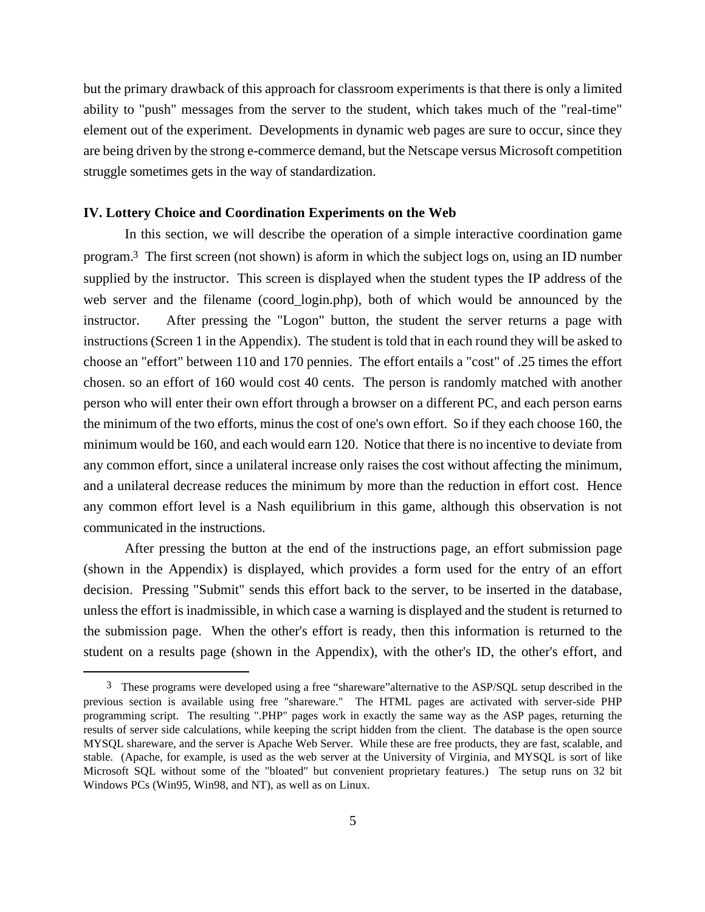but the primary drawback of this approach for classroom experiments is that there is only a limited ability to "push" messages from the server to the student, which takes much of the "real-time" element out of the experiment. Developments in dynamic web pages are sure to occur, since they are being driven by the strong e-commerce demand, but the Netscape versus Microsoft competition struggle sometimes gets in the way of standardization.

## IV. Lottery Choice and Coordination Experiments on the Web

In this section, we will describe the operation of a simple interactive coordination game program.[3] The first screen (not shown) is aform in which the subject logs on, using an ID number supplied by the instructor. This screen is displayed when the student types the IP address of the web server and the filename (coord_login.php), both of which would be announced by the instructor. After pressing the "Logon" button, the student the server returns a page with instructions (Screen 1 in the Appendix). The student is told that in each round they will be asked to choose an "effort" between 110 and 170 pennies. The effort entails a "cost" of .25 times the effort chosen. so an effort of 160 would cost 40 cents. The person is randomly matched with another person who will enter their own effort through a browser on a different PC, and each person earns the minimum of the two efforts, minus the cost of one's own effort. So if they each choose 160, the minimum would be 160, and each would earn 120. Notice that there is no incentive to deviate from any common effort, since a unilateral increase only raises the cost without affecting the minimum, and a unilateral decrease reduces the minimum by more than the reduction in effort cost. Hence any common effort level is a Nash equilibrium in this game, although this observation is not communicated in the instructions.

After pressing the button at the end of the instructions page, an effort submission page (shown in the Appendix) is displayed, which provides a form used for the entry of an effort decision. Pressing "Submit" sends this effort back to the server, to be inserted in the database, unless the effort is inadmissible, in which case a warning is displayed and the student is returned to the submission page. When the other's effort is ready, then this information is returned to the student on a results page (shown in the Appendix), with the other's ID, the other's effort, and

---

[3] These programs were developed using a free “shareware”alternative to the ASP/SQL setup described in the previous section is available using free "shareware." The HTML pages are activated with server-side PHP programming script. The resulting ".PHP" pages work in exactly the same way as the ASP pages, returning the results of server side calculations, while keeping the script hidden from the client. The database is the open source MYSQL shareware, and the server is Apache Web Server. While these are free products, they are fast, scalable, and stable. (Apache, for example, is used as the web server at the University of Virginia, and MYSQL is sort of like Microsoft SQL without some of the "bloated" but convenient proprietary features.) The setup runs on 32 bit Windows PCs (Win95, Win98, and NT), as well as on Linux.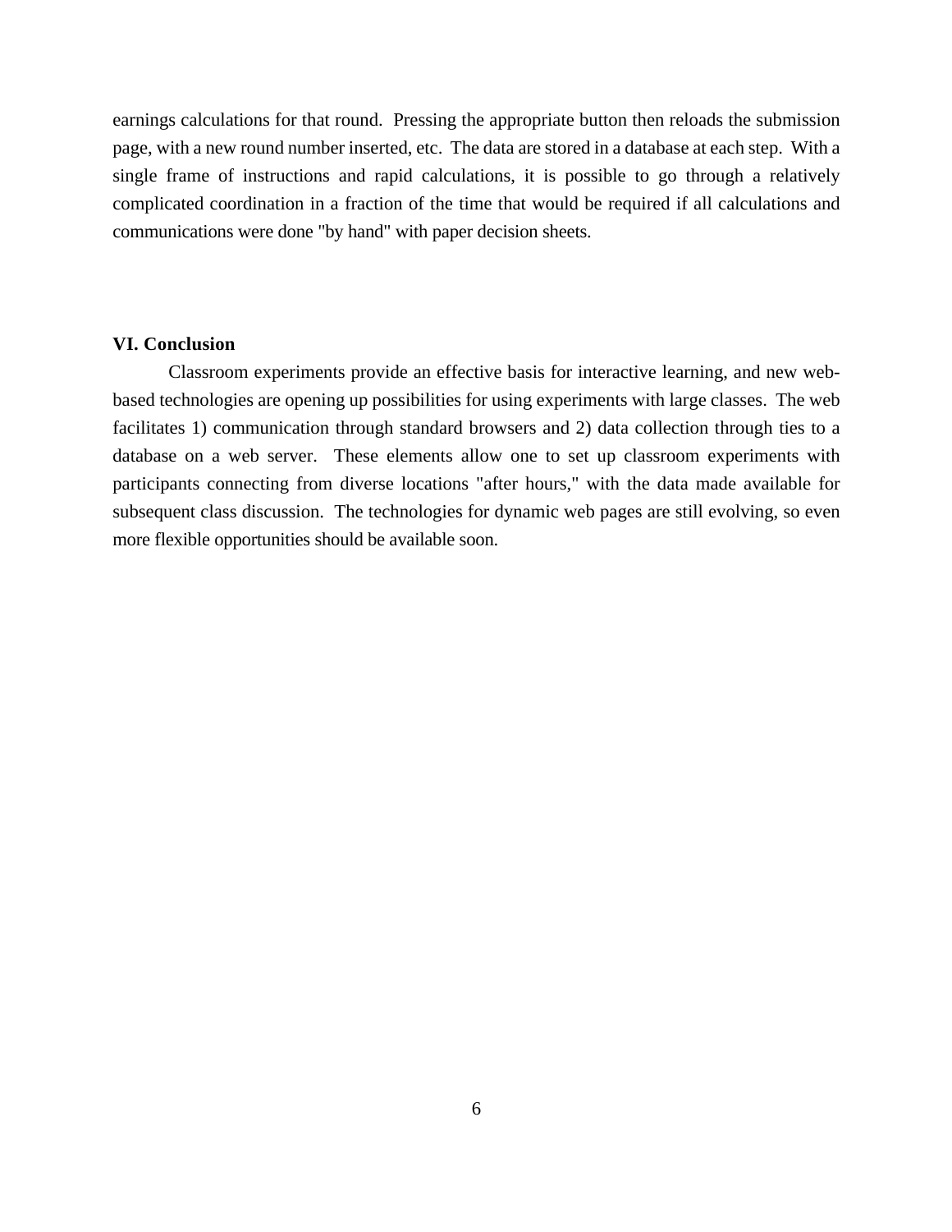earnings calculations for that round. Pressing the appropriate button then reloads the submission page, with a new round number inserted, etc. The data are stored in a database at each step. With a single frame of instructions and rapid calculations, it is possible to go through a relatively complicated coordination in a fraction of the time that would be required if all calculations and communications were done "by hand" with paper decision sheets.

## VI. Conclusion

Classroom experiments provide an effective basis for interactive learning, and new web-based technologies are opening up possibilities for using experiments with large classes. The web facilitates 1) communication through standard browsers and 2) data collection through ties to a database on a web server. These elements allow one to set up classroom experiments with participants connecting from diverse locations "after hours," with the data made available for subsequent class discussion. The technologies for dynamic web pages are still evolving, so even more flexible opportunities should be available soon.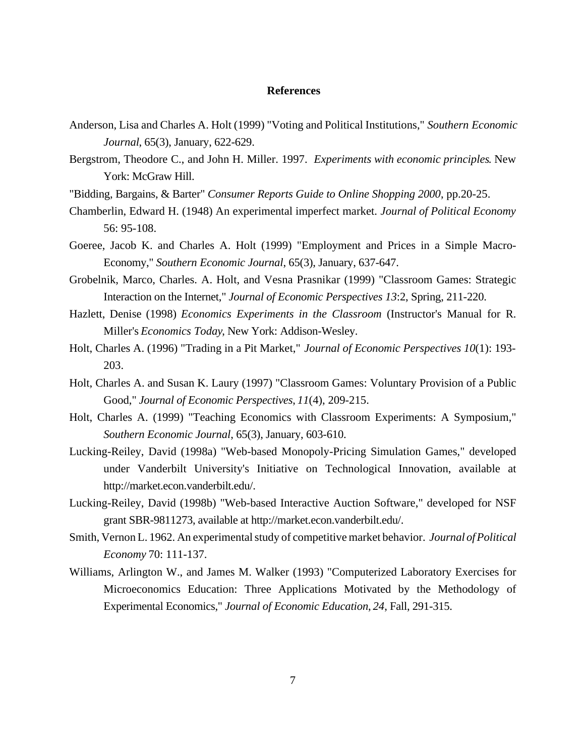## References

Anderson, Lisa and Charles A. Holt (1999) "Voting and Political Institutions," *Southern Economic Journal*, 65(3), January, 622-629.

Bergstrom, Theodore C., and John H. Miller. 1997. *Experiments with economic principles*. New York: McGraw Hill.

"Bidding, Bargains, & Barter" *Consumer Reports Guide to Online Shopping 2000*, pp.20-25.

Chamberlin, Edward H. (1948) An experimental imperfect market. *Journal of Political Economy* 56: 95-108.

Goeree, Jacob K. and Charles A. Holt (1999) "Employment and Prices in a Simple Macro-Economy," *Southern Economic Journal*, 65(3), January, 637-647.

Grobelnik, Marco, Charles. A. Holt, and Vesna Prasnikar (1999) "Classroom Games: Strategic Interaction on the Internet," *Journal of Economic Perspectives 13*:2, Spring, 211-220.

Hazlett, Denise (1998) *Economics Experiments in the Classroom* (Instructor's Manual for R. Miller's *Economics Today*, New York: Addison-Wesley.

Holt, Charles A. (1996) "Trading in a Pit Market," *Journal of Economic Perspectives 10*(1): 193-203.

Holt, Charles A. and Susan K. Laury (1997) "Classroom Games: Voluntary Provision of a Public Good," *Journal of Economic Perspectives*, *11*(4), 209-215.

Holt, Charles A. (1999) "Teaching Economics with Classroom Experiments: A Symposium," *Southern Economic Journal*, 65(3), January, 603-610.

Lucking-Reiley, David (1998a) "Web-based Monopoly-Pricing Simulation Games," developed under Vanderbilt University's Initiative on Technological Innovation, available at http://market.econ.vanderbilt.edu/.

Lucking-Reiley, David (1998b) "Web-based Interactive Auction Software," developed for NSF grant SBR-9811273, available at http://market.econ.vanderbilt.edu/.

Smith, Vernon L. 1962. An experimental study of competitive market behavior. *Journal of Political Economy* 70: 111-137.

Williams, Arlington W., and James M. Walker (1993) "Computerized Laboratory Exercises for Microeconomics Education: Three Applications Motivated by the Methodology of Experimental Economics," *Journal of Economic Education*, *24*, Fall, 291-315.